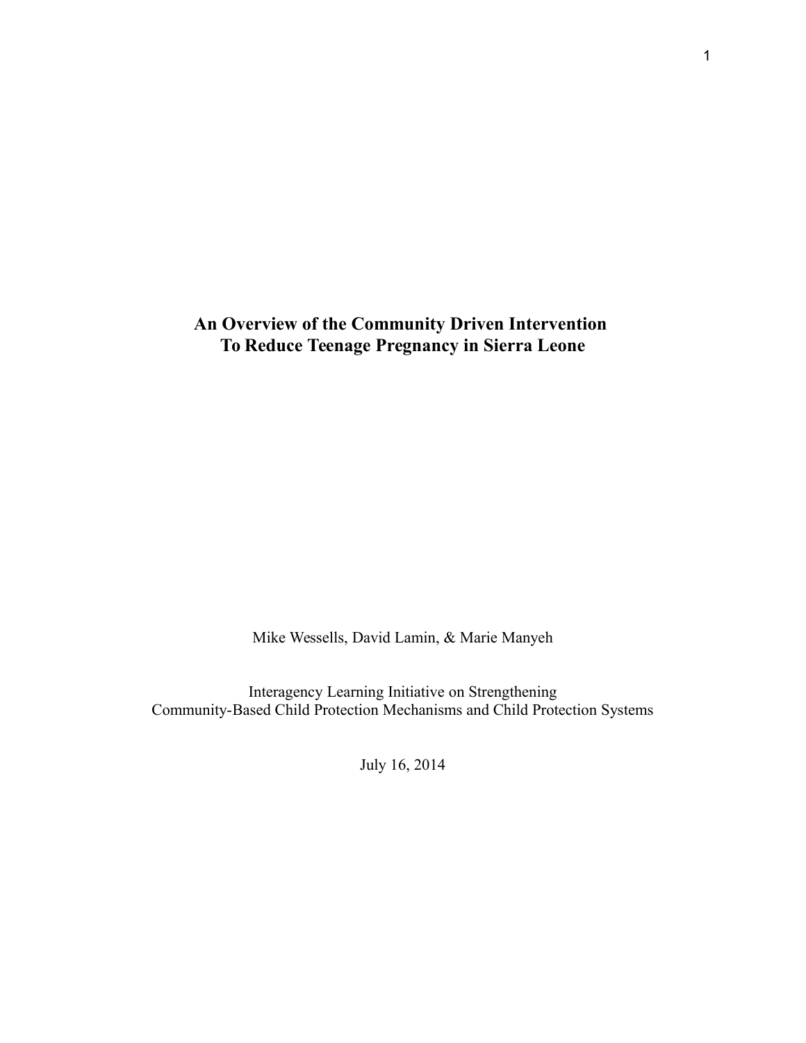# An Overview of the Community Driven Intervention To Reduce Teenage Pregnancy in Sierra Leone

Mike Wessells, David Lamin, & Marie Manyeh

Interagency Learning Initiative on Strengthening
Community-Based Child Protection Mechanisms and Child Protection Systems

July 16, 2014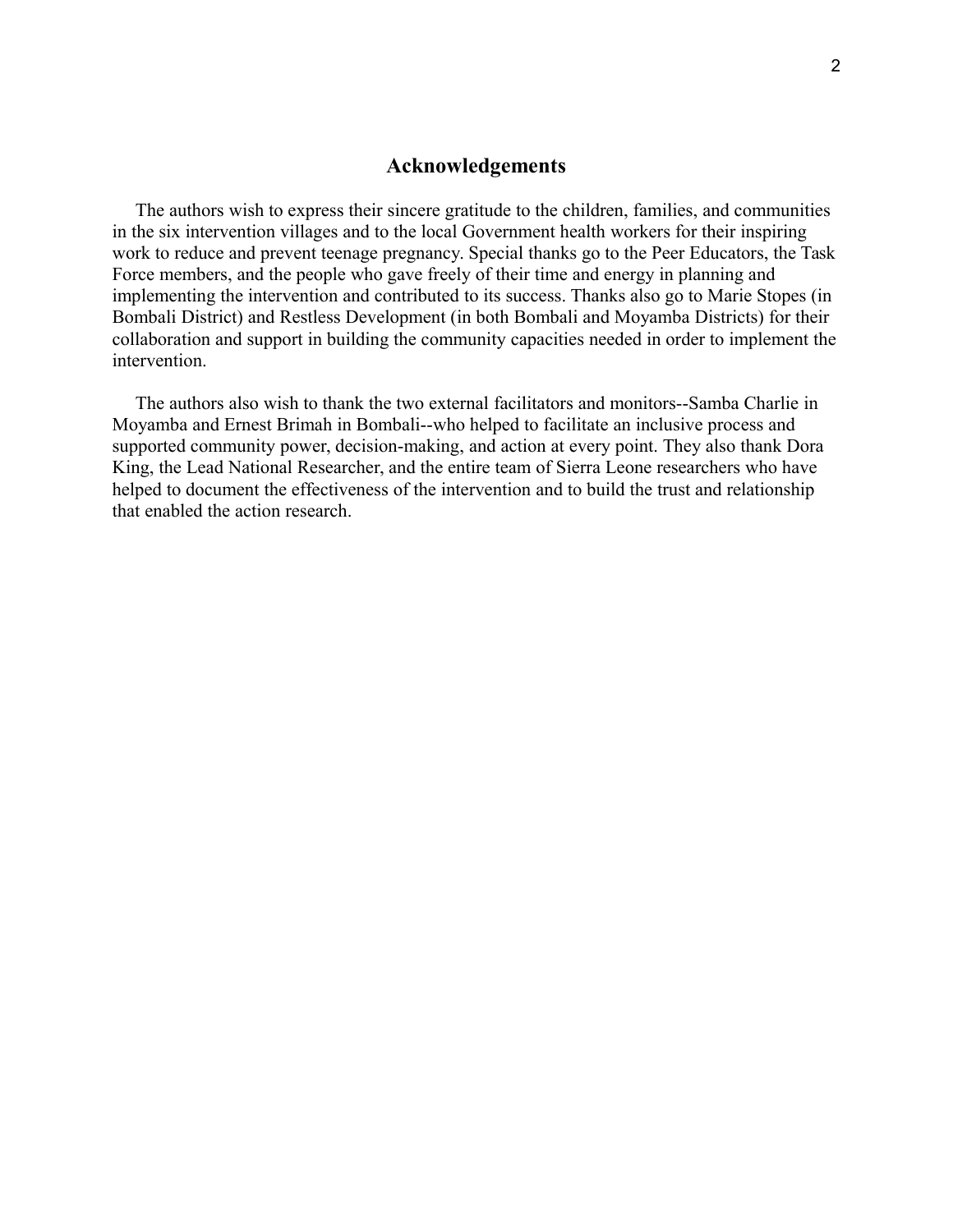## Acknowledgements

The authors wish to express their sincere gratitude to the children, families, and communities in the six intervention villages and to the local Government health workers for their inspiring work to reduce and prevent teenage pregnancy. Special thanks go to the Peer Educators, the Task Force members, and the people who gave freely of their time and energy in planning and implementing the intervention and contributed to its success. Thanks also go to Marie Stopes (in Bombali District) and Restless Development (in both Bombali and Moyamba Districts) for their collaboration and support in building the community capacities needed in order to implement the intervention.

The authors also wish to thank the two external facilitators and monitors--Samba Charlie in Moyamba and Ernest Brimah in Bombali--who helped to facilitate an inclusive process and supported community power, decision-making, and action at every point. They also thank Dora King, the Lead National Researcher, and the entire team of Sierra Leone researchers who have helped to document the effectiveness of the intervention and to build the trust and relationship that enabled the action research.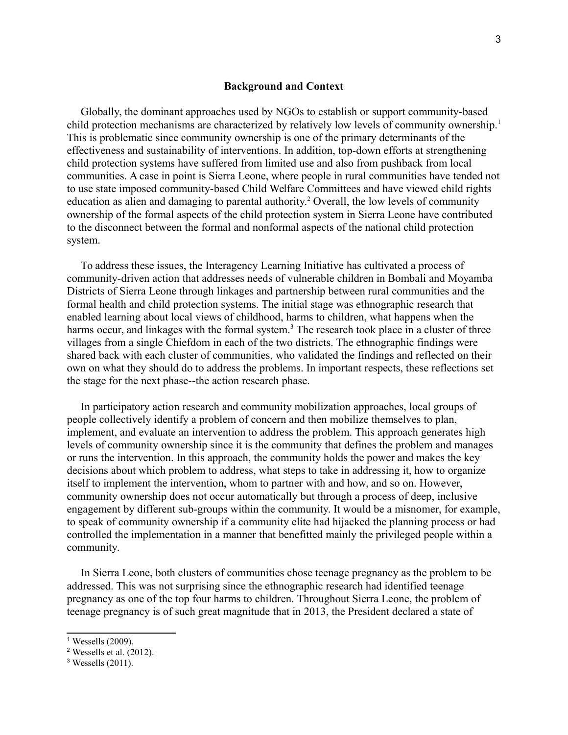## Background and Context

Globally, the dominant approaches used by NGOs to establish or support community-based child protection mechanisms are characterized by relatively low levels of community ownership.[1] This is problematic since community ownership is one of the primary determinants of the effectiveness and sustainability of interventions. In addition, top-down efforts at strengthening child protection systems have suffered from limited use and also from pushback from local communities. A case in point is Sierra Leone, where people in rural communities have tended not to use state imposed community-based Child Welfare Committees and have viewed child rights education as alien and damaging to parental authority.[2] Overall, the low levels of community ownership of the formal aspects of the child protection system in Sierra Leone have contributed to the disconnect between the formal and nonformal aspects of the national child protection system.

To address these issues, the Interagency Learning Initiative has cultivated a process of community-driven action that addresses needs of vulnerable children in Bombali and Moyamba Districts of Sierra Leone through linkages and partnership between rural communities and the formal health and child protection systems. The initial stage was ethnographic research that enabled learning about local views of childhood, harms to children, what happens when the harms occur, and linkages with the formal system.[3] The research took place in a cluster of three villages from a single Chiefdom in each of the two districts. The ethnographic findings were shared back with each cluster of communities, who validated the findings and reflected on their own on what they should do to address the problems. In important respects, these reflections set the stage for the next phase--the action research phase.

In participatory action research and community mobilization approaches, local groups of people collectively identify a problem of concern and then mobilize themselves to plan, implement, and evaluate an intervention to address the problem. This approach generates high levels of community ownership since it is the community that defines the problem and manages or runs the intervention. In this approach, the community holds the power and makes the key decisions about which problem to address, what steps to take in addressing it, how to organize itself to implement the intervention, whom to partner with and how, and so on. However, community ownership does not occur automatically but through a process of deep, inclusive engagement by different sub-groups within the community. It would be a misnomer, for example, to speak of community ownership if a community elite had hijacked the planning process or had controlled the implementation in a manner that benefitted mainly the privileged people within a community.

In Sierra Leone, both clusters of communities chose teenage pregnancy as the problem to be addressed. This was not surprising since the ethnographic research had identified teenage pregnancy as one of the top four harms to children. Throughout Sierra Leone, the problem of teenage pregnancy is of such great magnitude that in 2013, the President declared a state of

[1] Wessells (2009).

[2] Wessells et al. (2012).

[3] Wessells (2011).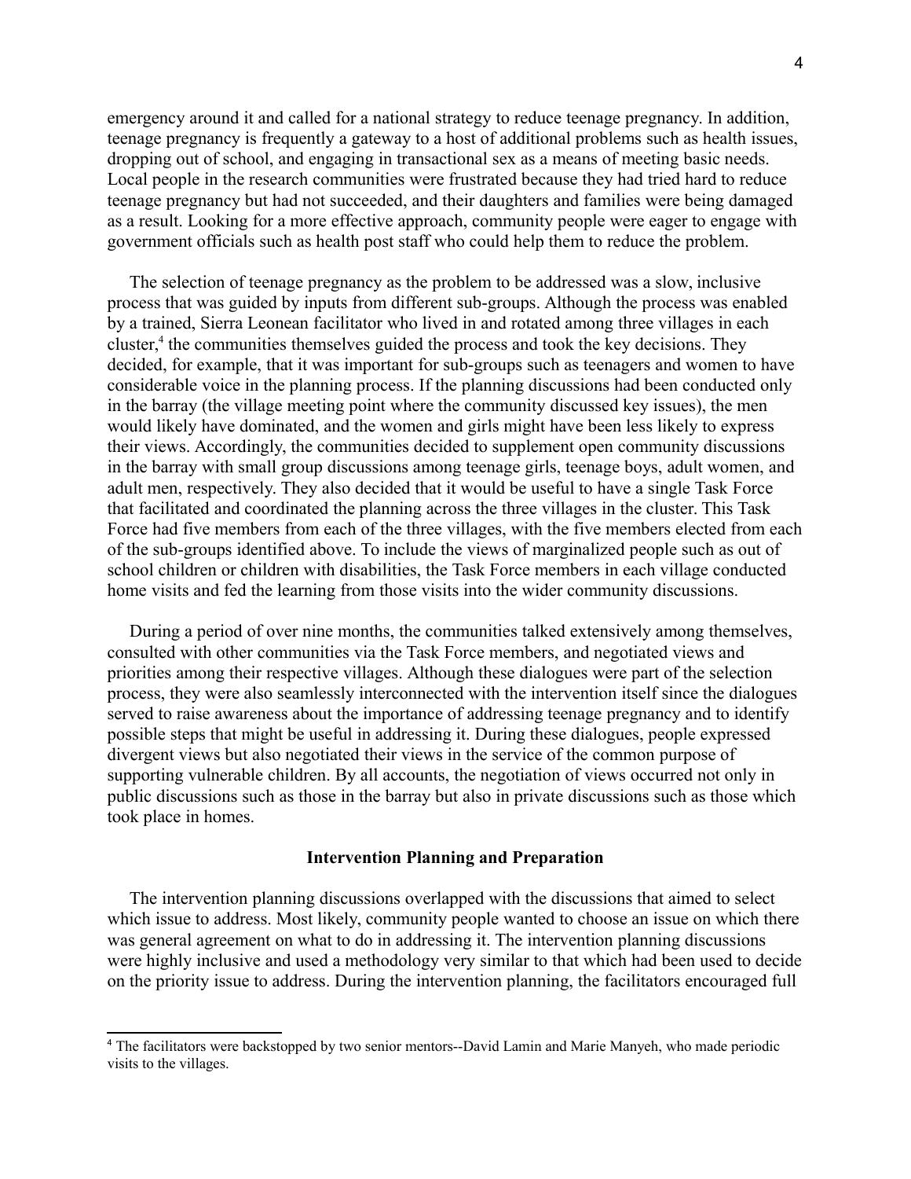emergency around it and called for a national strategy to reduce teenage pregnancy. In addition, teenage pregnancy is frequently a gateway to a host of additional problems such as health issues, dropping out of school, and engaging in transactional sex as a means of meeting basic needs. Local people in the research communities were frustrated because they had tried hard to reduce teenage pregnancy but had not succeeded, and their daughters and families were being damaged as a result. Looking for a more effective approach, community people were eager to engage with government officials such as health post staff who could help them to reduce the problem.

The selection of teenage pregnancy as the problem to be addressed was a slow, inclusive process that was guided by inputs from different sub-groups. Although the process was enabled by a trained, Sierra Leonean facilitator who lived in and rotated among three villages in each cluster,[4] the communities themselves guided the process and took the key decisions. They decided, for example, that it was important for sub-groups such as teenagers and women to have considerable voice in the planning process. If the planning discussions had been conducted only in the barray (the village meeting point where the community discussed key issues), the men would likely have dominated, and the women and girls might have been less likely to express their views. Accordingly, the communities decided to supplement open community discussions in the barray with small group discussions among teenage girls, teenage boys, adult women, and adult men, respectively. They also decided that it would be useful to have a single Task Force that facilitated and coordinated the planning across the three villages in the cluster. This Task Force had five members from each of the three villages, with the five members elected from each of the sub-groups identified above. To include the views of marginalized people such as out of school children or children with disabilities, the Task Force members in each village conducted home visits and fed the learning from those visits into the wider community discussions.

During a period of over nine months, the communities talked extensively among themselves, consulted with other communities via the Task Force members, and negotiated views and priorities among their respective villages. Although these dialogues were part of the selection process, they were also seamlessly interconnected with the intervention itself since the dialogues served to raise awareness about the importance of addressing teenage pregnancy and to identify possible steps that might be useful in addressing it. During these dialogues, people expressed divergent views but also negotiated their views in the service of the common purpose of supporting vulnerable children. By all accounts, the negotiation of views occurred not only in public discussions such as those in the barray but also in private discussions such as those which took place in homes.

## Intervention Planning and Preparation

The intervention planning discussions overlapped with the discussions that aimed to select which issue to address. Most likely, community people wanted to choose an issue on which there was general agreement on what to do in addressing it. The intervention planning discussions were highly inclusive and used a methodology very similar to that which had been used to decide on the priority issue to address. During the intervention planning, the facilitators encouraged full

[4] The facilitators were backstopped by two senior mentors--David Lamin and Marie Manyeh, who made periodic visits to the villages.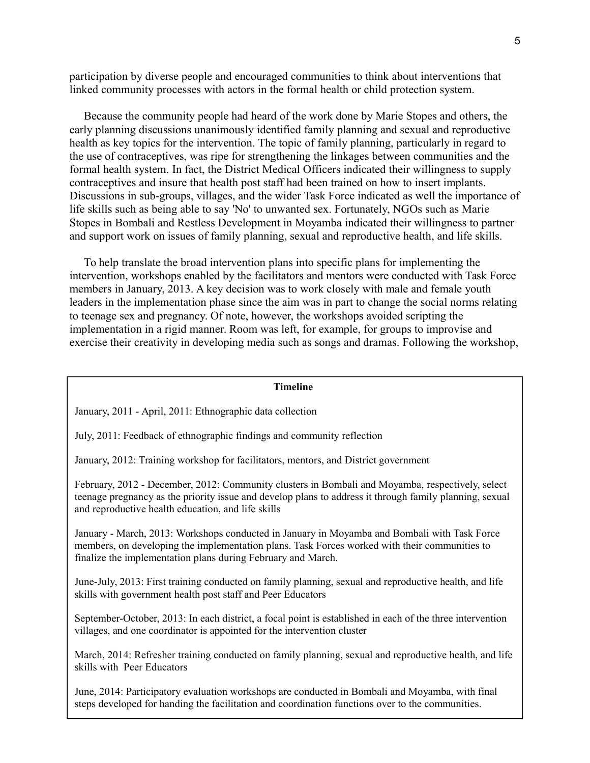participation by diverse people and encouraged communities to think about interventions that linked community processes with actors in the formal health or child protection system.

Because the community people had heard of the work done by Marie Stopes and others, the early planning discussions unanimously identified family planning and sexual and reproductive health as key topics for the intervention. The topic of family planning, particularly in regard to the use of contraceptives, was ripe for strengthening the linkages between communities and the formal health system. In fact, the District Medical Officers indicated their willingness to supply contraceptives and insure that health post staff had been trained on how to insert implants. Discussions in sub-groups, villages, and the wider Task Force indicated as well the importance of life skills such as being able to say 'No' to unwanted sex. Fortunately, NGOs such as Marie Stopes in Bombali and Restless Development in Moyamba indicated their willingness to partner and support work on issues of family planning, sexual and reproductive health, and life skills.

To help translate the broad intervention plans into specific plans for implementing the intervention, workshops enabled by the facilitators and mentors were conducted with Task Force members in January, 2013. A key decision was to work closely with male and female youth leaders in the implementation phase since the aim was in part to change the social norms relating to teenage sex and pregnancy. Of note, however, the workshops avoided scripting the implementation in a rigid manner. Room was left, for example, for groups to improvise and exercise their creativity in developing media such as songs and dramas. Following the workshop,

**Timeline**

January, 2011 - April, 2011: Ethnographic data collection

July, 2011: Feedback of ethnographic findings and community reflection

January, 2012: Training workshop for facilitators, mentors, and District government

February, 2012 - December, 2012: Community clusters in Bombali and Moyamba, respectively, select teenage pregnancy as the priority issue and develop plans to address it through family planning, sexual and reproductive health education, and life skills

January - March, 2013: Workshops conducted in January in Moyamba and Bombali with Task Force members, on developing the implementation plans. Task Forces worked with their communities to finalize the implementation plans during February and March.

June-July, 2013: First training conducted on family planning, sexual and reproductive health, and life skills with government health post staff and Peer Educators

September-October, 2013: In each district, a focal point is established in each of the three intervention villages, and one coordinator is appointed for the intervention cluster

March, 2014: Refresher training conducted on family planning, sexual and reproductive health, and life skills with Peer Educators

June, 2014: Participatory evaluation workshops are conducted in Bombali and Moyamba, with final steps developed for handing the facilitation and coordination functions over to the communities.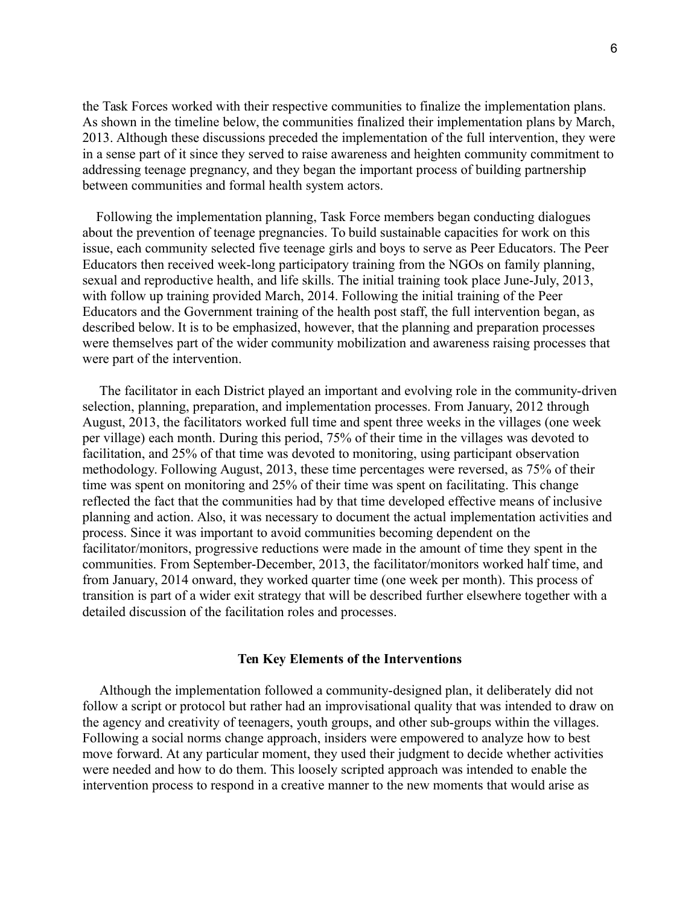the Task Forces worked with their respective communities to finalize the implementation plans. As shown in the timeline below, the communities finalized their implementation plans by March, 2013. Although these discussions preceded the implementation of the full intervention, they were in a sense part of it since they served to raise awareness and heighten community commitment to addressing teenage pregnancy, and they began the important process of building partnership between communities and formal health system actors.

Following the implementation planning, Task Force members began conducting dialogues about the prevention of teenage pregnancies. To build sustainable capacities for work on this issue, each community selected five teenage girls and boys to serve as Peer Educators. The Peer Educators then received week-long participatory training from the NGOs on family planning, sexual and reproductive health, and life skills. The initial training took place June-July, 2013, with follow up training provided March, 2014. Following the initial training of the Peer Educators and the Government training of the health post staff, the full intervention began, as described below. It is to be emphasized, however, that the planning and preparation processes were themselves part of the wider community mobilization and awareness raising processes that were part of the intervention.

The facilitator in each District played an important and evolving role in the community-driven selection, planning, preparation, and implementation processes. From January, 2012 through August, 2013, the facilitators worked full time and spent three weeks in the villages (one week per village) each month. During this period, 75% of their time in the villages was devoted to facilitation, and 25% of that time was devoted to monitoring, using participant observation methodology. Following August, 2013, these time percentages were reversed, as 75% of their time was spent on monitoring and 25% of their time was spent on facilitating. This change reflected the fact that the communities had by that time developed effective means of inclusive planning and action. Also, it was necessary to document the actual implementation activities and process. Since it was important to avoid communities becoming dependent on the facilitator/monitors, progressive reductions were made in the amount of time they spent in the communities. From September-December, 2013, the facilitator/monitors worked half time, and from January, 2014 onward, they worked quarter time (one week per month). This process of transition is part of a wider exit strategy that will be described further elsewhere together with a detailed discussion of the facilitation roles and processes.

### Ten Key Elements of the Interventions

Although the implementation followed a community-designed plan, it deliberately did not follow a script or protocol but rather had an improvisational quality that was intended to draw on the agency and creativity of teenagers, youth groups, and other sub-groups within the villages. Following a social norms change approach, insiders were empowered to analyze how to best move forward. At any particular moment, they used their judgment to decide whether activities were needed and how to do them. This loosely scripted approach was intended to enable the intervention process to respond in a creative manner to the new moments that would arise as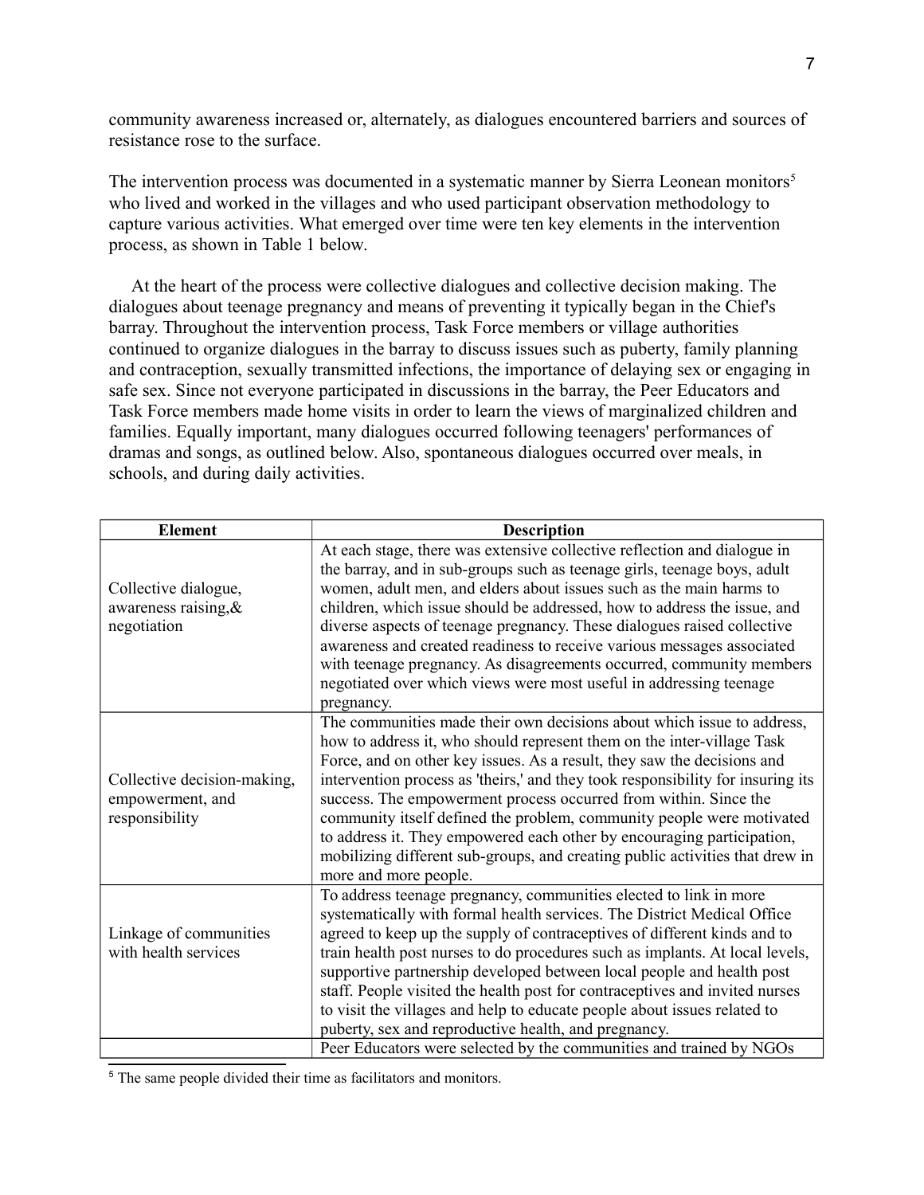community awareness increased or, alternately, as dialogues encountered barriers and sources of resistance rose to the surface.

The intervention process was documented in a systematic manner by Sierra Leonean monitors[5] who lived and worked in the villages and who used participant observation methodology to capture various activities. What emerged over time were ten key elements in the intervention process, as shown in Table 1 below.

At the heart of the process were collective dialogues and collective decision making. The dialogues about teenage pregnancy and means of preventing it typically began in the Chief's barray. Throughout the intervention process, Task Force members or village authorities continued to organize dialogues in the barray to discuss issues such as puberty, family planning and contraception, sexually transmitted infections, the importance of delaying sex or engaging in safe sex. Since not everyone participated in discussions in the barray, the Peer Educators and Task Force members made home visits in order to learn the views of marginalized children and families. Equally important, many dialogues occurred following teenagers' performances of dramas and songs, as outlined below. Also, spontaneous dialogues occurred over meals, in schools, and during daily activities.

| Element | Description |
|---|---|
| Collective dialogue, awareness raising,& negotiation | At each stage, there was extensive collective reflection and dialogue in the barray, and in sub-groups such as teenage girls, teenage boys, adult women, adult men, and elders about issues such as the main harms to children, which issue should be addressed, how to address the issue, and diverse aspects of teenage pregnancy. These dialogues raised collective awareness and created readiness to receive various messages associated with teenage pregnancy. As disagreements occurred, community members negotiated over which views were most useful in addressing teenage pregnancy. |
| Collective decision-making, empowerment, and responsibility | The communities made their own decisions about which issue to address, how to address it, who should represent them on the inter-village Task Force, and on other key issues. As a result, they saw the decisions and intervention process as 'theirs,' and they took responsibility for insuring its success. The empowerment process occurred from within. Since the community itself defined the problem, community people were motivated to address it. They empowered each other by encouraging participation, mobilizing different sub-groups, and creating public activities that drew in more and more people. |
| Linkage of communities with health services | To address teenage pregnancy, communities elected to link in more systematically with formal health services. The District Medical Office agreed to keep up the supply of contraceptives of different kinds and to train health post nurses to do procedures such as implants. At local levels, supportive partnership developed between local people and health post staff. People visited the health post for contraceptives and invited nurses to visit the villages and help to educate people about issues related to puberty, sex and reproductive health, and pregnancy. |
| | Peer Educators were selected by the communities and trained by NGOs |

[5] The same people divided their time as facilitators and monitors.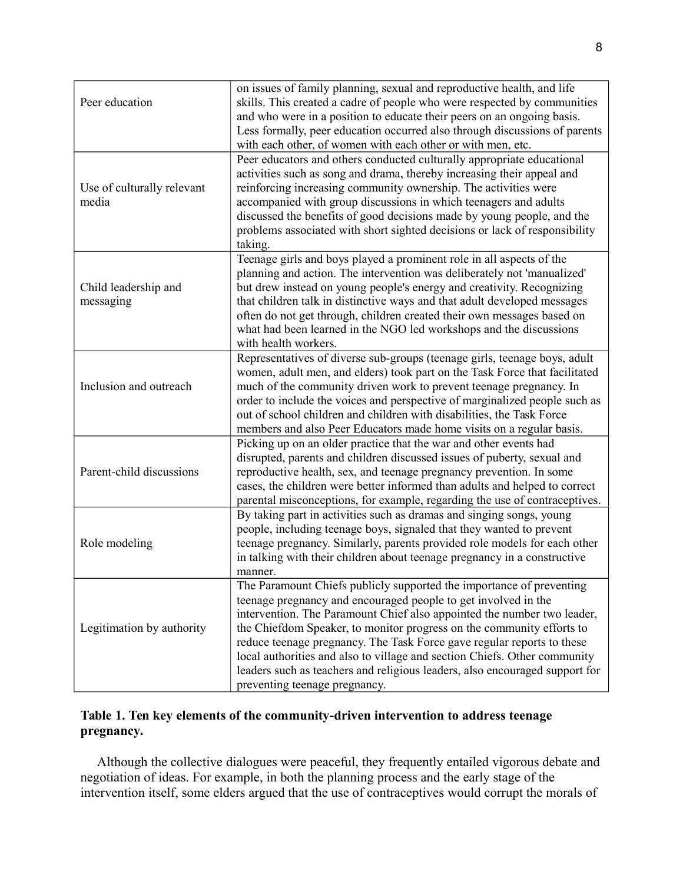| | |
|---|---|
| Peer education | on issues of family planning, sexual and reproductive health, and life skills. This created a cadre of people who were respected by communities and who were in a position to educate their peers on an ongoing basis. Less formally, peer education occurred also through discussions of parents with each other, of women with each other or with men, etc. |
| Use of culturally relevant media | Peer educators and others conducted culturally appropriate educational activities such as song and drama, thereby increasing their appeal and reinforcing increasing community ownership. The activities were accompanied with group discussions in which teenagers and adults discussed the benefits of good decisions made by young people, and the problems associated with short sighted decisions or lack of responsibility taking. |
| Child leadership and messaging | Teenage girls and boys played a prominent role in all aspects of the planning and action. The intervention was deliberately not 'manualized' but drew instead on young people's energy and creativity. Recognizing that children talk in distinctive ways and that adult developed messages often do not get through, children created their own messages based on what had been learned in the NGO led workshops and the discussions with health workers. |
| Inclusion and outreach | Representatives of diverse sub-groups (teenage girls, teenage boys, adult women, adult men, and elders) took part on the Task Force that facilitated much of the community driven work to prevent teenage pregnancy. In order to include the voices and perspective of marginalized people such as out of school children and children with disabilities, the Task Force members and also Peer Educators made home visits on a regular basis. |
| Parent-child discussions | Picking up on an older practice that the war and other events had disrupted, parents and children discussed issues of puberty, sexual and reproductive health, sex, and teenage pregnancy prevention. In some cases, the children were better informed than adults and helped to correct parental misconceptions, for example, regarding the use of contraceptives. |
| Role modeling | By taking part in activities such as dramas and singing songs, young people, including teenage boys, signaled that they wanted to prevent teenage pregnancy. Similarly, parents provided role models for each other in talking with their children about teenage pregnancy in a constructive manner. |
| Legitimation by authority | The Paramount Chiefs publicly supported the importance of preventing teenage pregnancy and encouraged people to get involved in the intervention. The Paramount Chief also appointed the number two leader, the Chiefdom Speaker, to monitor progress on the community efforts to reduce teenage pregnancy. The Task Force gave regular reports to these local authorities and also to village and section Chiefs. Other community leaders such as teachers and religious leaders, also encouraged support for preventing teenage pregnancy. |

**Table 1. Ten key elements of the community-driven intervention to address teenage pregnancy.**

Although the collective dialogues were peaceful, they frequently entailed vigorous debate and negotiation of ideas. For example, in both the planning process and the early stage of the intervention itself, some elders argued that the use of contraceptives would corrupt the morals of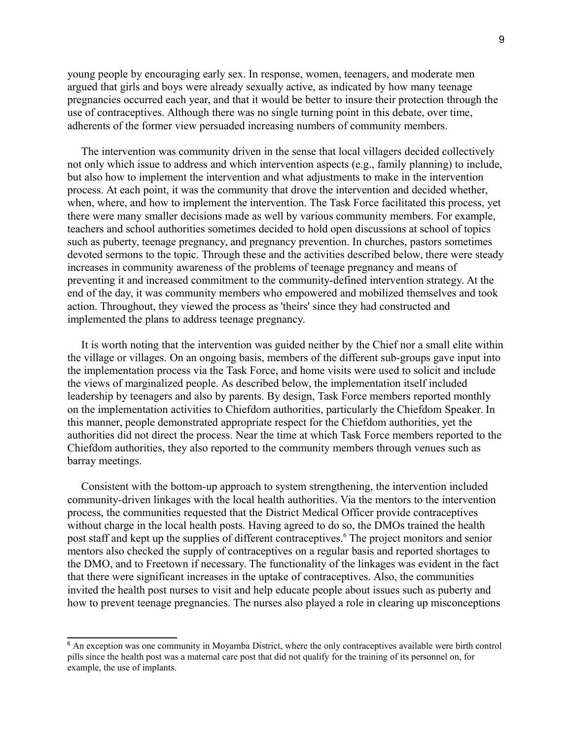young people by encouraging early sex. In response, women, teenagers, and moderate men argued that girls and boys were already sexually active, as indicated by how many teenage pregnancies occurred each year, and that it would be better to insure their protection through the use of contraceptives. Although there was no single turning point in this debate, over time, adherents of the former view persuaded increasing numbers of community members.

The intervention was community driven in the sense that local villagers decided collectively not only which issue to address and which intervention aspects (e.g., family planning) to include, but also how to implement the intervention and what adjustments to make in the intervention process. At each point, it was the community that drove the intervention and decided whether, when, where, and how to implement the intervention. The Task Force facilitated this process, yet there were many smaller decisions made as well by various community members. For example, teachers and school authorities sometimes decided to hold open discussions at school of topics such as puberty, teenage pregnancy, and pregnancy prevention. In churches, pastors sometimes devoted sermons to the topic. Through these and the activities described below, there were steady increases in community awareness of the problems of teenage pregnancy and means of preventing it and increased commitment to the community-defined intervention strategy. At the end of the day, it was community members who empowered and mobilized themselves and took action. Throughout, they viewed the process as 'theirs' since they had constructed and implemented the plans to address teenage pregnancy.

It is worth noting that the intervention was guided neither by the Chief nor a small elite within the village or villages. On an ongoing basis, members of the different sub-groups gave input into the implementation process via the Task Force, and home visits were used to solicit and include the views of marginalized people. As described below, the implementation itself included leadership by teenagers and also by parents. By design, Task Force members reported monthly on the implementation activities to Chiefdom authorities, particularly the Chiefdom Speaker. In this manner, people demonstrated appropriate respect for the Chiefdom authorities, yet the authorities did not direct the process. Near the time at which Task Force members reported to the Chiefdom authorities, they also reported to the community members through venues such as barray meetings.

Consistent with the bottom-up approach to system strengthening, the intervention included community-driven linkages with the local health authorities. Via the mentors to the intervention process, the communities requested that the District Medical Officer provide contraceptives without charge in the local health posts. Having agreed to do so, the DMOs trained the health post staff and kept up the supplies of different contraceptives.[6] The project monitors and senior mentors also checked the supply of contraceptives on a regular basis and reported shortages to the DMO, and to Freetown if necessary. The functionality of the linkages was evident in the fact that there were significant increases in the uptake of contraceptives. Also, the communities invited the health post nurses to visit and help educate people about issues such as puberty and how to prevent teenage pregnancies. The nurses also played a role in clearing up misconceptions

[6] An exception was one community in Moyamba District, where the only contraceptives available were birth control pills since the health post was a maternal care post that did not qualify for the training of its personnel on, for example, the use of implants.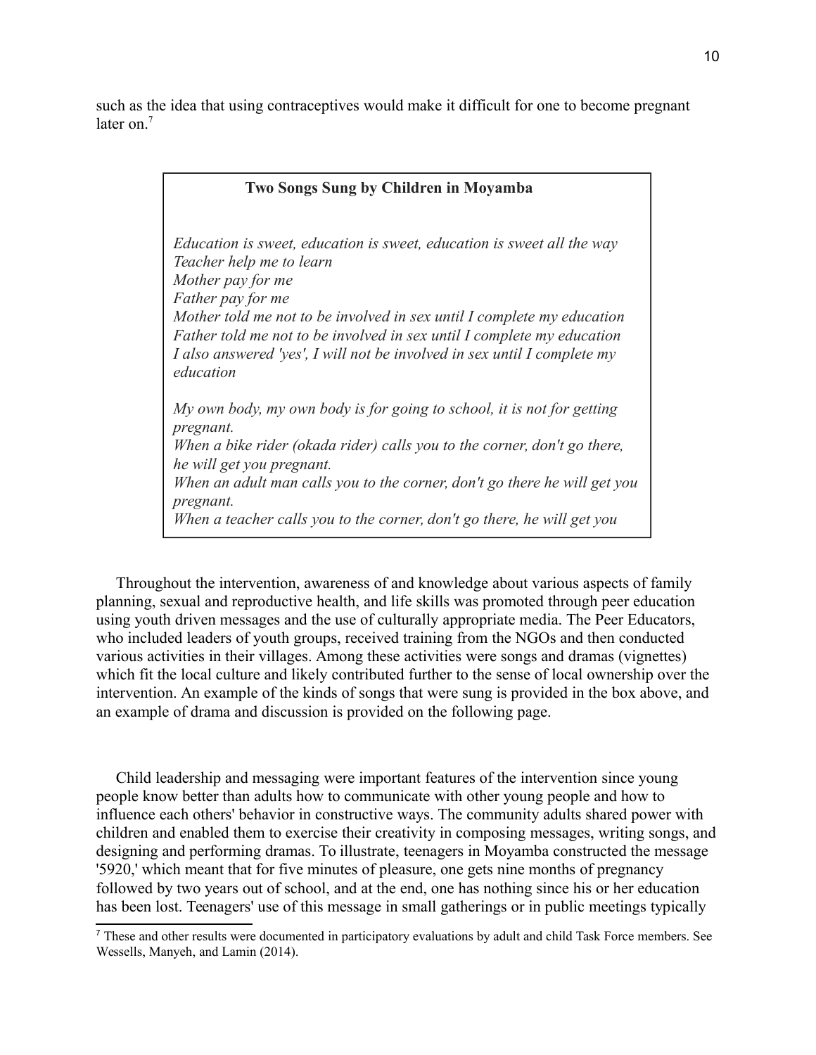such as the idea that using contraceptives would make it difficult for one to become pregnant later on.[7]

> **Two Songs Sung by Children in Moyamba**
>
> *Education is sweet, education is sweet, education is sweet all the way*
> *Teacher help me to learn*
> *Mother pay for me*
> *Father pay for me*
> *Mother told me not to be involved in sex until I complete my education*
> *Father told me not to be involved in sex until I complete my education*
> *I also answered 'yes', I will not be involved in sex until I complete my education*
>
> *My own body, my own body is for going to school, it is not for getting pregnant.*
> *When a bike rider (okada rider) calls you to the corner, don't go there, he will get you pregnant.*
> *When an adult man calls you to the corner, don't go there he will get you pregnant.*
> *When a teacher calls you to the corner, don't go there, he will get you*

Throughout the intervention, awareness of and knowledge about various aspects of family planning, sexual and reproductive health, and life skills was promoted through peer education using youth driven messages and the use of culturally appropriate media. The Peer Educators, who included leaders of youth groups, received training from the NGOs and then conducted various activities in their villages. Among these activities were songs and dramas (vignettes) which fit the local culture and likely contributed further to the sense of local ownership over the intervention. An example of the kinds of songs that were sung is provided in the box above, and an example of drama and discussion is provided on the following page.

Child leadership and messaging were important features of the intervention since young people know better than adults how to communicate with other young people and how to influence each others' behavior in constructive ways. The community adults shared power with children and enabled them to exercise their creativity in composing messages, writing songs, and designing and performing dramas. To illustrate, teenagers in Moyamba constructed the message '5920,' which meant that for five minutes of pleasure, one gets nine months of pregnancy followed by two years out of school, and at the end, one has nothing since his or her education has been lost. Teenagers' use of this message in small gatherings or in public meetings typically

[7] These and other results were documented in participatory evaluations by adult and child Task Force members. See Wessells, Manyeh, and Lamin (2014).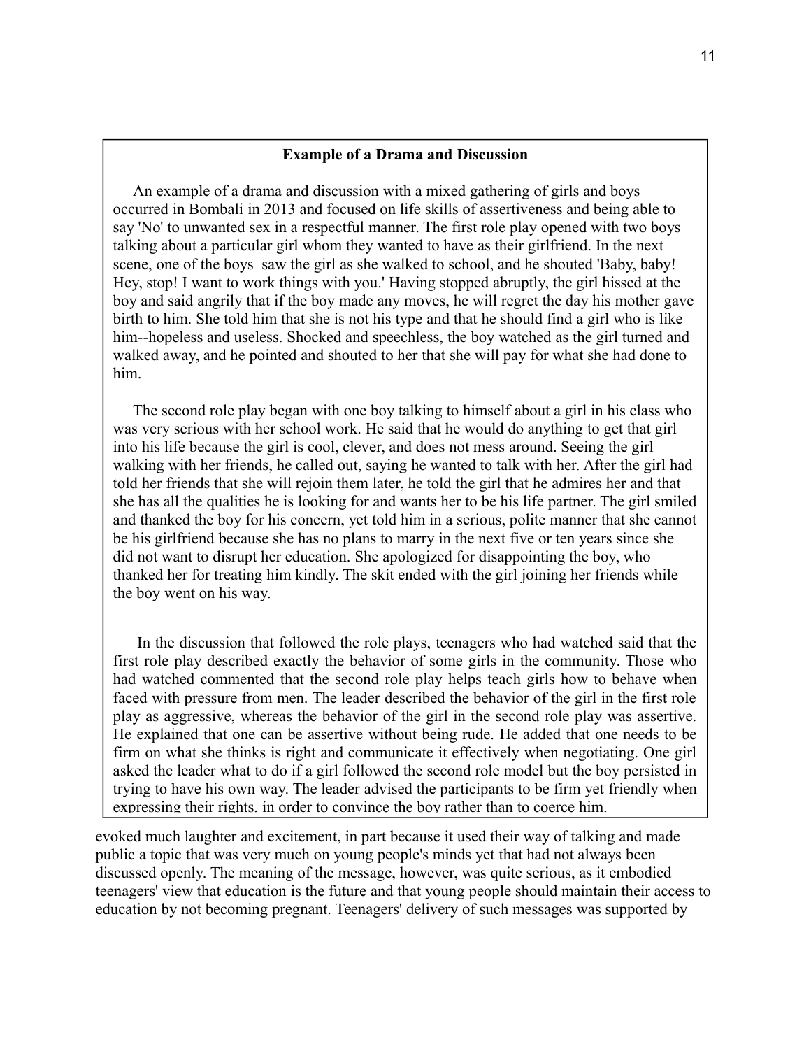### Example of a Drama and Discussion

An example of a drama and discussion with a mixed gathering of girls and boys occurred in Bombali in 2013 and focused on life skills of assertiveness and being able to say 'No' to unwanted sex in a respectful manner. The first role play opened with two boys talking about a particular girl whom they wanted to have as their girlfriend. In the next scene, one of the boys saw the girl as she walked to school, and he shouted 'Baby, baby! Hey, stop! I want to work things with you.' Having stopped abruptly, the girl hissed at the boy and said angrily that if the boy made any moves, he will regret the day his mother gave birth to him. She told him that she is not his type and that he should find a girl who is like him--hopeless and useless. Shocked and speechless, the boy watched as the girl turned and walked away, and he pointed and shouted to her that she will pay for what she had done to him.

The second role play began with one boy talking to himself about a girl in his class who was very serious with her school work. He said that he would do anything to get that girl into his life because the girl is cool, clever, and does not mess around. Seeing the girl walking with her friends, he called out, saying he wanted to talk with her. After the girl had told her friends that she will rejoin them later, he told the girl that he admires her and that she has all the qualities he is looking for and wants her to be his life partner. The girl smiled and thanked the boy for his concern, yet told him in a serious, polite manner that she cannot be his girlfriend because she has no plans to marry in the next five or ten years since she did not want to disrupt her education. She apologized for disappointing the boy, who thanked her for treating him kindly. The skit ended with the girl joining her friends while the boy went on his way.

In the discussion that followed the role plays, teenagers who had watched said that the first role play described exactly the behavior of some girls in the community. Those who had watched commented that the second role play helps teach girls how to behave when faced with pressure from men. The leader described the behavior of the girl in the first role play as aggressive, whereas the behavior of the girl in the second role play was assertive. He explained that one can be assertive without being rude. He added that one needs to be firm on what she thinks is right and communicate it effectively when negotiating. One girl asked the leader what to do if a girl followed the second role model but the boy persisted in trying to have his own way. The leader advised the participants to be firm yet friendly when expressing their rights, in order to convince the boy rather than to coerce him.

evoked much laughter and excitement, in part because it used their way of talking and made public a topic that was very much on young people's minds yet that had not always been discussed openly. The meaning of the message, however, was quite serious, as it embodied teenagers' view that education is the future and that young people should maintain their access to education by not becoming pregnant. Teenagers' delivery of such messages was supported by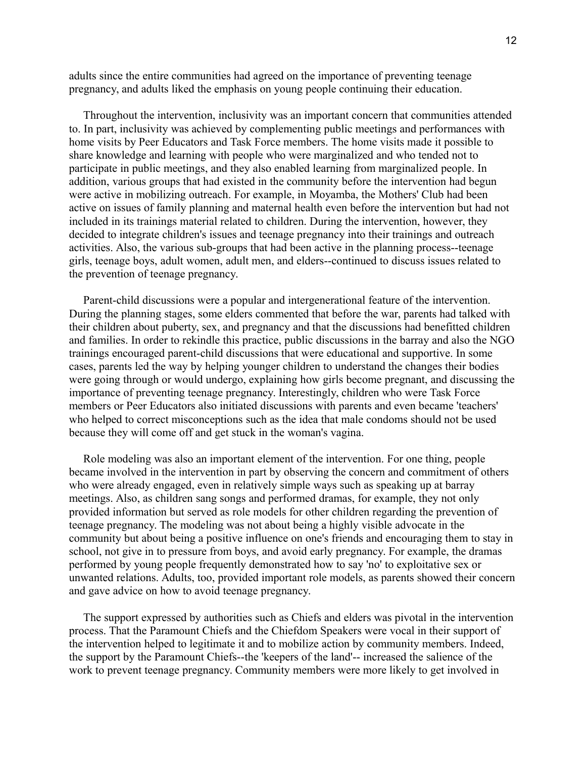adults since the entire communities had agreed on the importance of preventing teenage pregnancy, and adults liked the emphasis on young people continuing their education.

Throughout the intervention, inclusivity was an important concern that communities attended to. In part, inclusivity was achieved by complementing public meetings and performances with home visits by Peer Educators and Task Force members. The home visits made it possible to share knowledge and learning with people who were marginalized and who tended not to participate in public meetings, and they also enabled learning from marginalized people. In addition, various groups that had existed in the community before the intervention had begun were active in mobilizing outreach. For example, in Moyamba, the Mothers' Club had been active on issues of family planning and maternal health even before the intervention but had not included in its trainings material related to children. During the intervention, however, they decided to integrate children's issues and teenage pregnancy into their trainings and outreach activities. Also, the various sub-groups that had been active in the planning process--teenage girls, teenage boys, adult women, adult men, and elders--continued to discuss issues related to the prevention of teenage pregnancy.

Parent-child discussions were a popular and intergenerational feature of the intervention. During the planning stages, some elders commented that before the war, parents had talked with their children about puberty, sex, and pregnancy and that the discussions had benefitted children and families. In order to rekindle this practice, public discussions in the barray and also the NGO trainings encouraged parent-child discussions that were educational and supportive. In some cases, parents led the way by helping younger children to understand the changes their bodies were going through or would undergo, explaining how girls become pregnant, and discussing the importance of preventing teenage pregnancy. Interestingly, children who were Task Force members or Peer Educators also initiated discussions with parents and even became 'teachers' who helped to correct misconceptions such as the idea that male condoms should not be used because they will come off and get stuck in the woman's vagina.

Role modeling was also an important element of the intervention. For one thing, people became involved in the intervention in part by observing the concern and commitment of others who were already engaged, even in relatively simple ways such as speaking up at barray meetings. Also, as children sang songs and performed dramas, for example, they not only provided information but served as role models for other children regarding the prevention of teenage pregnancy. The modeling was not about being a highly visible advocate in the community but about being a positive influence on one's friends and encouraging them to stay in school, not give in to pressure from boys, and avoid early pregnancy. For example, the dramas performed by young people frequently demonstrated how to say 'no' to exploitative sex or unwanted relations. Adults, too, provided important role models, as parents showed their concern and gave advice on how to avoid teenage pregnancy.

The support expressed by authorities such as Chiefs and elders was pivotal in the intervention process. That the Paramount Chiefs and the Chiefdom Speakers were vocal in their support of the intervention helped to legitimate it and to mobilize action by community members. Indeed, the support by the Paramount Chiefs--the 'keepers of the land'-- increased the salience of the work to prevent teenage pregnancy. Community members were more likely to get involved in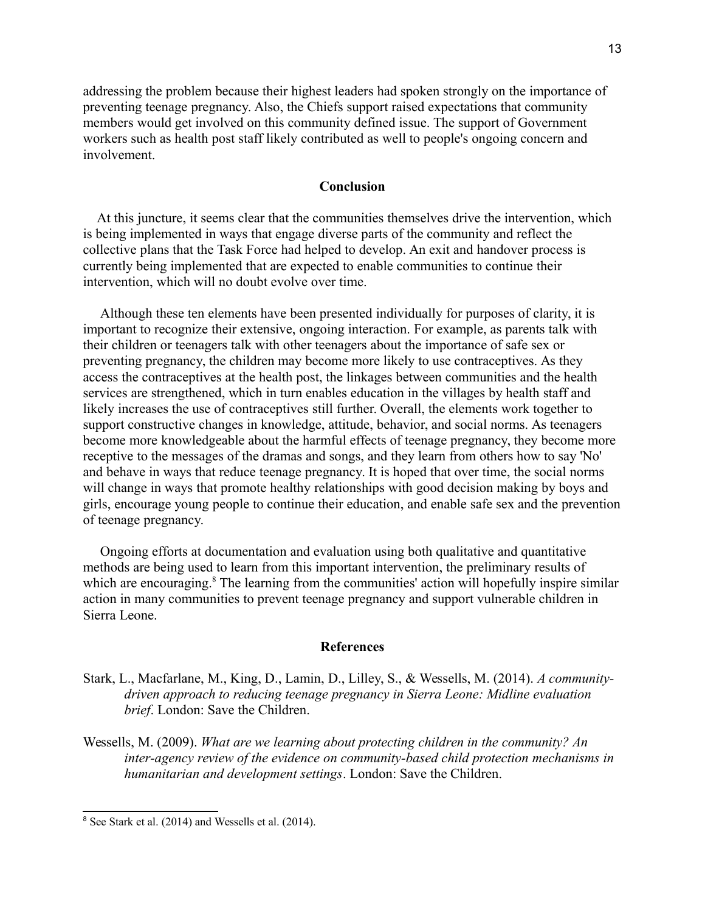addressing the problem because their highest leaders had spoken strongly on the importance of preventing teenage pregnancy. Also, the Chiefs support raised expectations that community members would get involved on this community defined issue. The support of Government workers such as health post staff likely contributed as well to people's ongoing concern and involvement.

## Conclusion

At this juncture, it seems clear that the communities themselves drive the intervention, which is being implemented in ways that engage diverse parts of the community and reflect the collective plans that the Task Force had helped to develop. An exit and handover process is currently being implemented that are expected to enable communities to continue their intervention, which will no doubt evolve over time.

Although these ten elements have been presented individually for purposes of clarity, it is important to recognize their extensive, ongoing interaction. For example, as parents talk with their children or teenagers talk with other teenagers about the importance of safe sex or preventing pregnancy, the children may become more likely to use contraceptives. As they access the contraceptives at the health post, the linkages between communities and the health services are strengthened, which in turn enables education in the villages by health staff and likely increases the use of contraceptives still further. Overall, the elements work together to support constructive changes in knowledge, attitude, behavior, and social norms. As teenagers become more knowledgeable about the harmful effects of teenage pregnancy, they become more receptive to the messages of the dramas and songs, and they learn from others how to say 'No' and behave in ways that reduce teenage pregnancy. It is hoped that over time, the social norms will change in ways that promote healthy relationships with good decision making by boys and girls, encourage young people to continue their education, and enable safe sex and the prevention of teenage pregnancy.

Ongoing efforts at documentation and evaluation using both qualitative and quantitative methods are being used to learn from this important intervention, the preliminary results of which are encouraging.[8] The learning from the communities' action will hopefully inspire similar action in many communities to prevent teenage pregnancy and support vulnerable children in Sierra Leone.

## References

Stark, L., Macfarlane, M., King, D., Lamin, D., Lilley, S., & Wessells, M. (2014). *A community-driven approach to reducing teenage pregnancy in Sierra Leone: Midline evaluation brief*. London: Save the Children.

Wessells, M. (2009). *What are we learning about protecting children in the community? An inter-agency review of the evidence on community-based child protection mechanisms in humanitarian and development settings*. London: Save the Children.

---

[8] See Stark et al. (2014) and Wessells et al. (2014).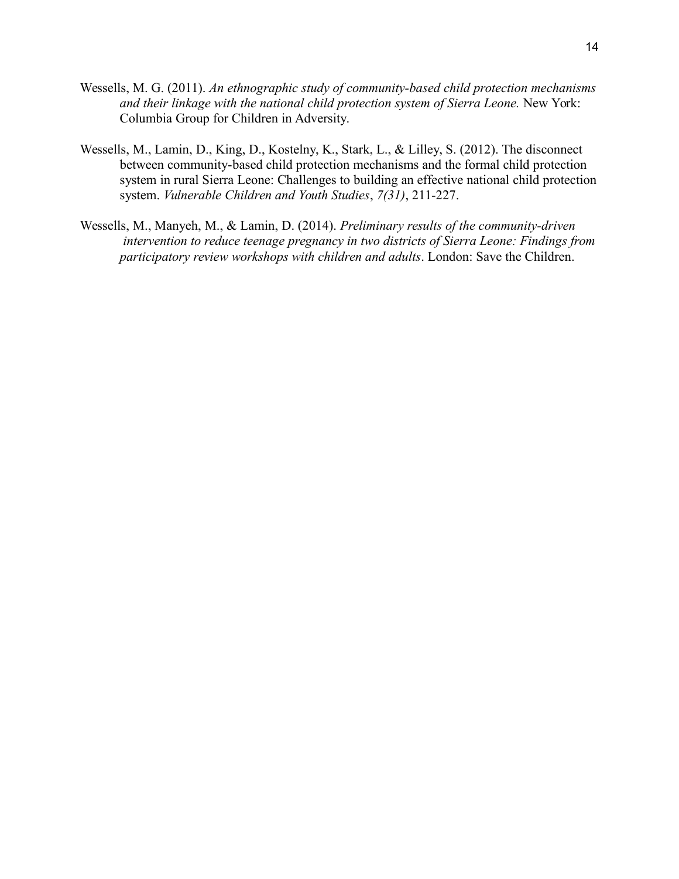Wessells, M. G. (2011). *An ethnographic study of community-based child protection mechanisms and their linkage with the national child protection system of Sierra Leone.* New York: Columbia Group for Children in Adversity.

Wessells, M., Lamin, D., King, D., Kostelny, K., Stark, L., & Lilley, S. (2012). The disconnect between community-based child protection mechanisms and the formal child protection system in rural Sierra Leone: Challenges to building an effective national child protection system. *Vulnerable Children and Youth Studies*, *7(31)*, 211-227.

Wessells, M., Manyeh, M., & Lamin, D. (2014). *Preliminary results of the community-driven intervention to reduce teenage pregnancy in two districts of Sierra Leone: Findings from participatory review workshops with children and adults*. London: Save the Children.